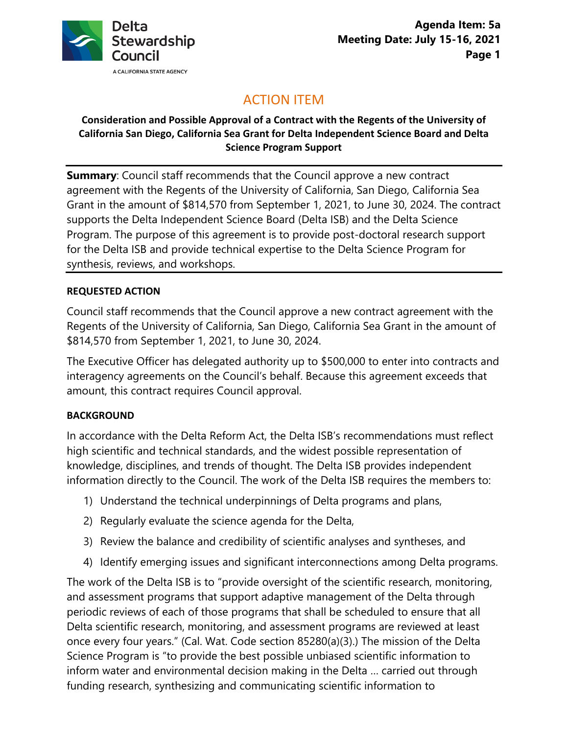Delta Stewardship Council

A CALIFORNIA STATE AGENCY

**Agenda Item: 5a**
**Meeting Date: July 15-16, 2021**

# ACTION ITEM

**Consideration and Possible Approval of a Contract with the Regents of the University of California San Diego, California Sea Grant for Delta Independent Science Board and Delta Science Program Support**

**Summary**: Council staff recommends that the Council approve a new contract agreement with the Regents of the University of California, San Diego, California Sea Grant in the amount of $814,570 from September 1, 2021, to June 30, 2024. The contract supports the Delta Independent Science Board (Delta ISB) and the Delta Science Program. The purpose of this agreement is to provide post-doctoral research support for the Delta ISB and provide technical expertise to the Delta Science Program for synthesis, reviews, and workshops.

### REQUESTED ACTION

Council staff recommends that the Council approve a new contract agreement with the Regents of the University of California, San Diego, California Sea Grant in the amount of $814,570 from September 1, 2021, to June 30, 2024.

The Executive Officer has delegated authority up to $500,000 to enter into contracts and interagency agreements on the Council's behalf. Because this agreement exceeds that amount, this contract requires Council approval.

### BACKGROUND

In accordance with the Delta Reform Act, the Delta ISB's recommendations must reflect high scientific and technical standards, and the widest possible representation of knowledge, disciplines, and trends of thought. The Delta ISB provides independent information directly to the Council. The work of the Delta ISB requires the members to:

1) Understand the technical underpinnings of Delta programs and plans,
2) Regularly evaluate the science agenda for the Delta,
3) Review the balance and credibility of scientific analyses and syntheses, and
4) Identify emerging issues and significant interconnections among Delta programs.

The work of the Delta ISB is to "provide oversight of the scientific research, monitoring, and assessment programs that support adaptive management of the Delta through periodic reviews of each of those programs that shall be scheduled to ensure that all Delta scientific research, monitoring, and assessment programs are reviewed at least once every four years." (Cal. Wat. Code section 85280(a)(3).) The mission of the Delta Science Program is "to provide the best possible unbiased scientific information to inform water and environmental decision making in the Delta … carried out through funding research, synthesizing and communicating scientific information to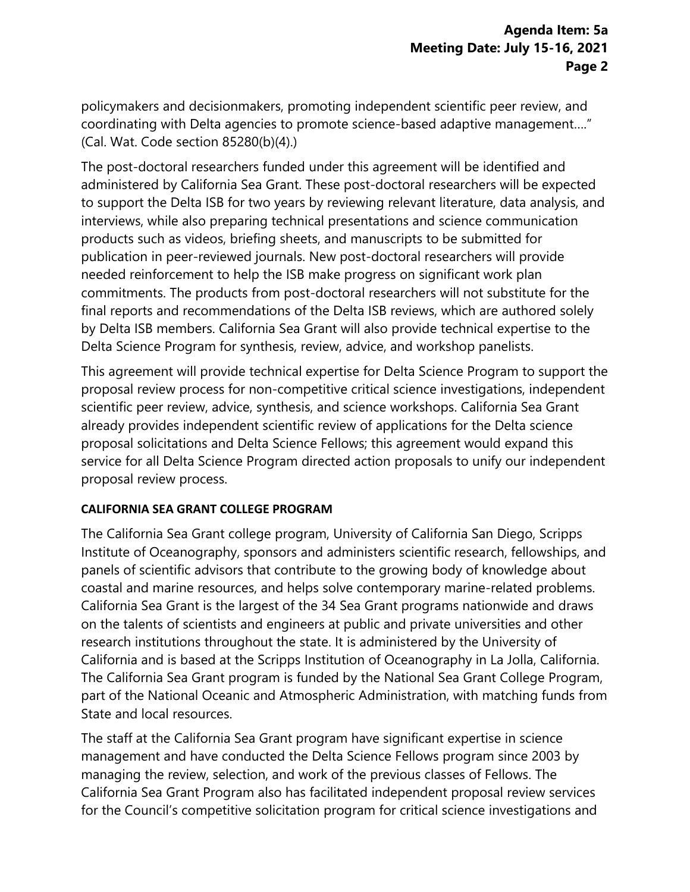policymakers and decisionmakers, promoting independent scientific peer review, and coordinating with Delta agencies to promote science-based adaptive management…." (Cal. Wat. Code section 85280(b)(4).)

The post-doctoral researchers funded under this agreement will be identified and administered by California Sea Grant. These post-doctoral researchers will be expected to support the Delta ISB for two years by reviewing relevant literature, data analysis, and interviews, while also preparing technical presentations and science communication products such as videos, briefing sheets, and manuscripts to be submitted for publication in peer-reviewed journals. New post-doctoral researchers will provide needed reinforcement to help the ISB make progress on significant work plan commitments. The products from post-doctoral researchers will not substitute for the final reports and recommendations of the Delta ISB reviews, which are authored solely by Delta ISB members. California Sea Grant will also provide technical expertise to the Delta Science Program for synthesis, review, advice, and workshop panelists.

This agreement will provide technical expertise for Delta Science Program to support the proposal review process for non-competitive critical science investigations, independent scientific peer review, advice, synthesis, and science workshops. California Sea Grant already provides independent scientific review of applications for the Delta science proposal solicitations and Delta Science Fellows; this agreement would expand this service for all Delta Science Program directed action proposals to unify our independent proposal review process.

**CALIFORNIA SEA GRANT COLLEGE PROGRAM**

The California Sea Grant college program, University of California San Diego, Scripps Institute of Oceanography, sponsors and administers scientific research, fellowships, and panels of scientific advisors that contribute to the growing body of knowledge about coastal and marine resources, and helps solve contemporary marine-related problems. California Sea Grant is the largest of the 34 Sea Grant programs nationwide and draws on the talents of scientists and engineers at public and private universities and other research institutions throughout the state. It is administered by the University of California and is based at the Scripps Institution of Oceanography in La Jolla, California. The California Sea Grant program is funded by the National Sea Grant College Program, part of the National Oceanic and Atmospheric Administration, with matching funds from State and local resources.

The staff at the California Sea Grant program have significant expertise in science management and have conducted the Delta Science Fellows program since 2003 by managing the review, selection, and work of the previous classes of Fellows. The California Sea Grant Program also has facilitated independent proposal review services for the Council's competitive solicitation program for critical science investigations and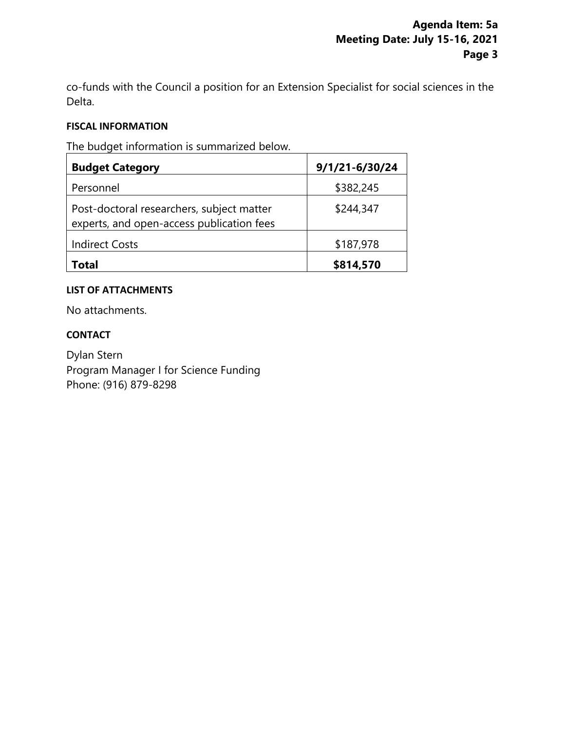co-funds with the Council a position for an Extension Specialist for social sciences in the Delta.

#### FISCAL INFORMATION

The budget information is summarized below.

| Budget Category | 9/1/21-6/30/24 |
| --- | --- |
| Personnel | $382,245 |
| Post-doctoral researchers, subject matter experts, and open-access publication fees | $244,347 |
| Indirect Costs | $187,978 |
| **Total** | **$814,570** |

#### LIST OF ATTACHMENTS

No attachments.

#### CONTACT

Dylan Stern
Program Manager I for Science Funding
Phone: (916) 879-8298